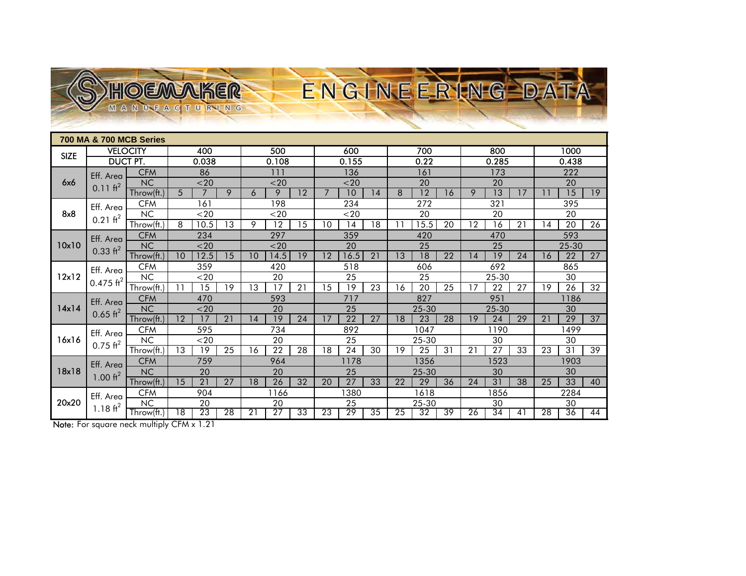# Shoemaker Manufacturing — Engineering Data

**700 MA & 700 MCB Series**

| SIZE | VELOCITY | | 400 | | | 500 | | | 600 | | | 700 | | | 800 | | | 1000 | | |
|---|---|---|---|---|---|---|---|---|---|---|---|---|---|---|---|---|---|---|---|---|
| | DUCT PT. | | 0.038 | | | 0.108 | | | 0.155 | | | 0.22 | | | 0.285 | | | 0.438 | | |
| 6x6 | Eff. Area $0.11\ ft^2$ | CFM | 86 | | | 111 | | | 136 | | | 161 | | | 173 | | | 222 | | |
| | | NC | <20 | | | <20 | | | <20 | | | 20 | | | 20 | | | 20 | | |
| | | Throw(ft.) | 5 | 7 | 9 | 6 | 9 | 12 | 7 | 10 | 14 | 8 | 12 | 16 | 9 | 13 | 17 | 11 | 15 | 19 |
| 8x8 | Eff. Area $0.21\ ft^2$ | CFM | 161 | | | 198 | | | 234 | | | 272 | | | 321 | | | 395 | | |
| | | NC | <20 | | | <20 | | | <20 | | | 20 | | | 20 | | | 20 | | |
| | | Throw(ft.) | 8 | 10.5 | 13 | 9 | 12 | 15 | 10 | 14 | 18 | 11 | 15.5 | 20 | 12 | 16 | 21 | 14 | 20 | 26 |
| 10x10 | Eff. Area $0.33\ ft^2$ | CFM | 234 | | | 297 | | | 359 | | | 420 | | | 470 | | | 593 | | |
| | | NC | <20 | | | <20 | | | 20 | | | 25 | | | 25 | | | 25-30 | | |
| | | Throw(ft.) | 10 | 12.5 | 15 | 10 | 14.5 | 19 | 12 | 16.5 | 21 | 13 | 18 | 22 | 14 | 19 | 24 | 16 | 22 | 27 |
| 12x12 | Eff. Area $0.475\ ft^2$ | CFM | 359 | | | 420 | | | 518 | | | 606 | | | 692 | | | 865 | | |
| | | NC | <20 | | | 20 | | | 25 | | | 25 | | | 25-30 | | | 30 | | |
| | | Throw(ft.) | 11 | 15 | 19 | 13 | 17 | 21 | 15 | 19 | 23 | 16 | 20 | 25 | 17 | 22 | 27 | 19 | 26 | 32 |
| 14x14 | Eff. Area $0.65\ ft^2$ | CFM | 470 | | | 593 | | | 717 | | | 827 | | | 951 | | | 1186 | | |
| | | NC | <20 | | | 20 | | | 25 | | | 25-30 | | | 25-30 | | | 30 | | |
| | | Throw(ft.) | 12 | 17 | 21 | 14 | 19 | 24 | 17 | 22 | 27 | 18 | 23 | 28 | 19 | 24 | 29 | 21 | 29 | 37 |
| 16x16 | Eff. Area $0.75\ ft^2$ | CFM | 595 | | | 734 | | | 892 | | | 1047 | | | 1190 | | | 1499 | | |
| | | NC | <20 | | | 20 | | | 25 | | | 25-30 | | | 30 | | | 30 | | |
| | | Throw(ft.) | 13 | 19 | 25 | 16 | 22 | 28 | 18 | 24 | 30 | 19 | 25 | 31 | 21 | 27 | 33 | 23 | 31 | 39 |
| 18x18 | Eff. Area $1.00\ ft^2$ | CFM | 759 | | | 964 | | | 1178 | | | 1356 | | | 1523 | | | 1903 | | |
| | | NC | 20 | | | 20 | | | 25 | | | 25-30 | | | 30 | | | 30 | | |
| | | Throw(ft.) | 15 | 21 | 27 | 18 | 26 | 32 | 20 | 27 | 33 | 22 | 29 | 36 | 24 | 31 | 38 | 25 | 33 | 40 |
| 20x20 | Eff. Area $1.18\ ft^2$ | CFM | 904 | | | 1166 | | | 1380 | | | 1618 | | | 1856 | | | 2284 | | |
| | | NC | 20 | | | 20 | | | 25 | | | 25-30 | | | 30 | | | 30 | | |
| | | Throw(ft.) | 18 | 23 | 28 | 21 | 27 | 33 | 23 | 29 | 35 | 25 | 32 | 39 | 26 | 34 | 41 | 28 | 36 | 44 |

**Note:** For square neck multiply CFM x 1.21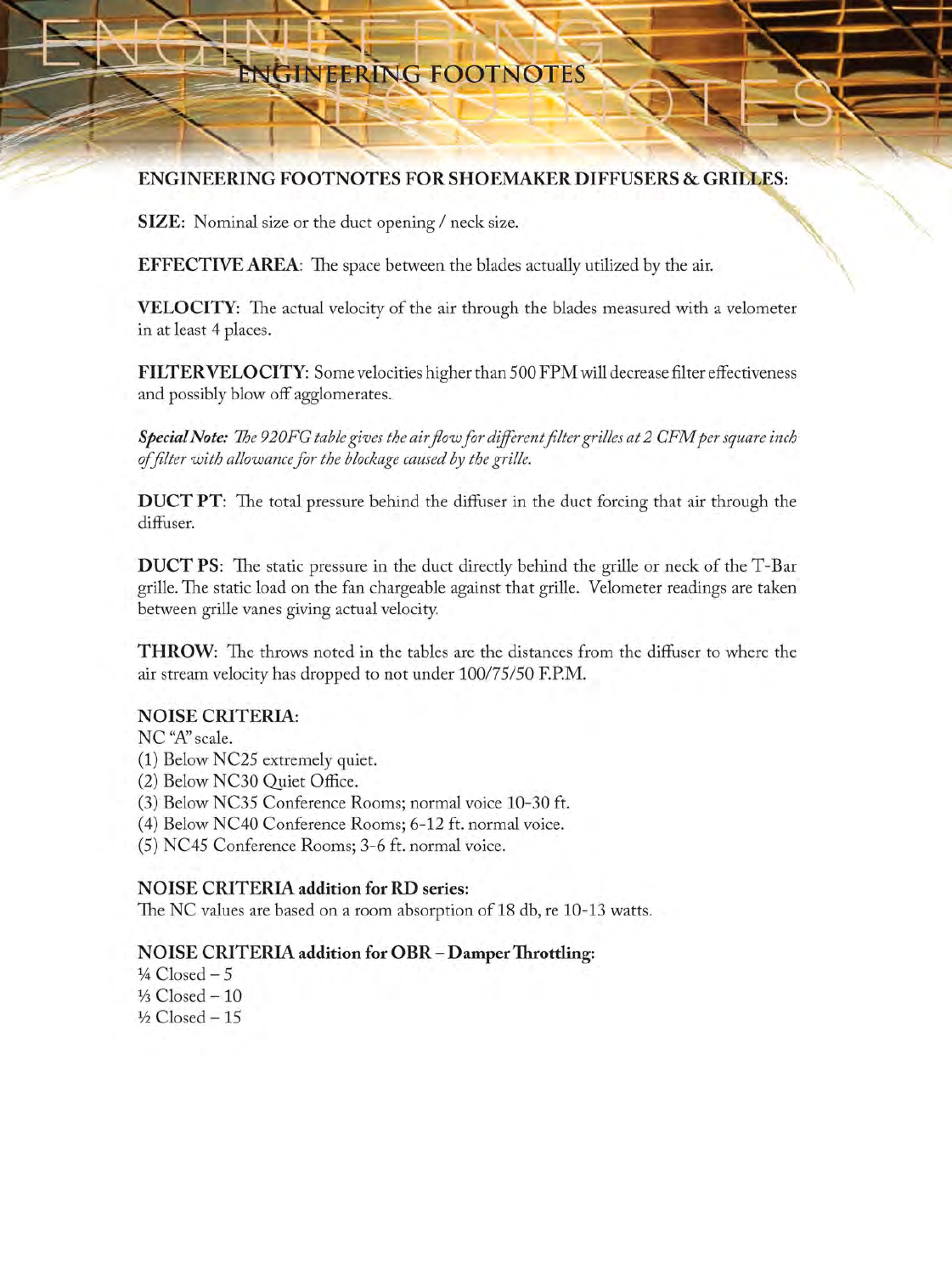# ENGINEERING FOOTNOTES

## ENGINEERING FOOTNOTES FOR SHOEMAKER DIFFUSERS & GRILLES:

**SIZE**: Nominal size or the duct opening / neck size.

**EFFECTIVE AREA**: The space between the blades actually utilized by the air.

**VELOCITY**: The actual velocity of the air through the blades measured with a velometer in at least 4 places.

**FILTER VELOCITY**: Some velocities higher than 500 FPM will decrease filter effectiveness and possibly blow off agglomerates.

***Special Note:*** *The 920FG table gives the air flow for different filter grilles at 2 CFM per square inch of filter with allowance for the blockage caused by the grille.*

**DUCT PT**: The total pressure behind the diffuser in the duct forcing that air through the diffuser.

**DUCT PS**: The static pressure in the duct directly behind the grille or neck of the T-Bar grille. The static load on the fan chargeable against that grille. Velometer readings are taken between grille vanes giving actual velocity.

**THROW**: The throws noted in the tables are the distances from the diffuser to where the air stream velocity has dropped to not under 100/75/50 F.P.M.

**NOISE CRITERIA**:

NC "A" scale.

(1) Below NC25 extremely quiet.
(2) Below NC30 Quiet Office.
(3) Below NC35 Conference Rooms; normal voice 10-30 ft.
(4) Below NC40 Conference Rooms; 6-12 ft. normal voice.
(5) NC45 Conference Rooms; 3-6 ft. normal voice.

**NOISE CRITERIA addition for RD series:**

The NC values are based on a room absorption of 18 db, re 10-13 watts.

**NOISE CRITERIA addition for OBR – Damper Throttling:**

¼ Closed – 5
⅓ Closed – 10
½ Closed – 15